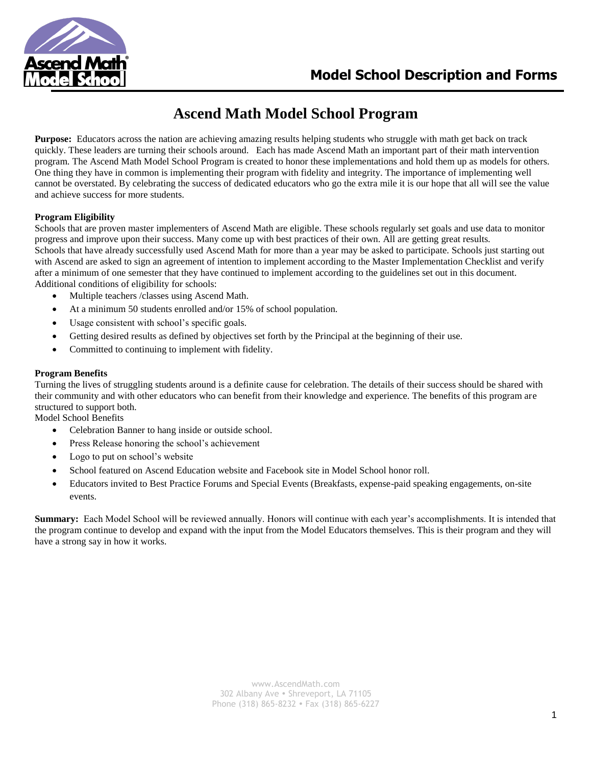# Ascend Math Model School Program

**Purpose:** Educators across the nation are achieving amazing results helping students who struggle with math get back on track quickly. These leaders are turning their schools around. Each has made Ascend Math an important part of their math intervention program. The Ascend Math Model School Program is created to honor these implementations and hold them up as models for others. One thing they have in common is implementing their program with fidelity and integrity. The importance of implementing well cannot be overstated. By celebrating the success of dedicated educators who go the extra mile it is our hope that all will see the value and achieve success for more students.

**Program Eligibility**

Schools that are proven master implementers of Ascend Math are eligible. These schools regularly set goals and use data to monitor progress and improve upon their success. Many come up with best practices of their own. All are getting great results.
Schools that have already successfully used Ascend Math for more than a year may be asked to participate. Schools just starting out with Ascend are asked to sign an agreement of intention to implement according to the Master Implementation Checklist and verify after a minimum of one semester that they have continued to implement according to the guidelines set out in this document.
Additional conditions of eligibility for schools:

- Multiple teachers /classes using Ascend Math.
- At a minimum 50 students enrolled and/or 15% of school population.
- Usage consistent with school's specific goals.
- Getting desired results as defined by objectives set forth by the Principal at the beginning of their use.
- Committed to continuing to implement with fidelity.

**Program Benefits**

Turning the lives of struggling students around is a definite cause for celebration. The details of their success should be shared with their community and with other educators who can benefit from their knowledge and experience. The benefits of this program are structured to support both.
Model School Benefits

- Celebration Banner to hang inside or outside school.
- Press Release honoring the school's achievement
- Logo to put on school's website
- School featured on Ascend Education website and Facebook site in Model School honor roll.
- Educators invited to Best Practice Forums and Special Events (Breakfasts, expense-paid speaking engagements, on-site events.

**Summary:** Each Model School will be reviewed annually. Honors will continue with each year's accomplishments. It is intended that the program continue to develop and expand with the input from the Model Educators themselves. This is their program and they will have a strong say in how it works.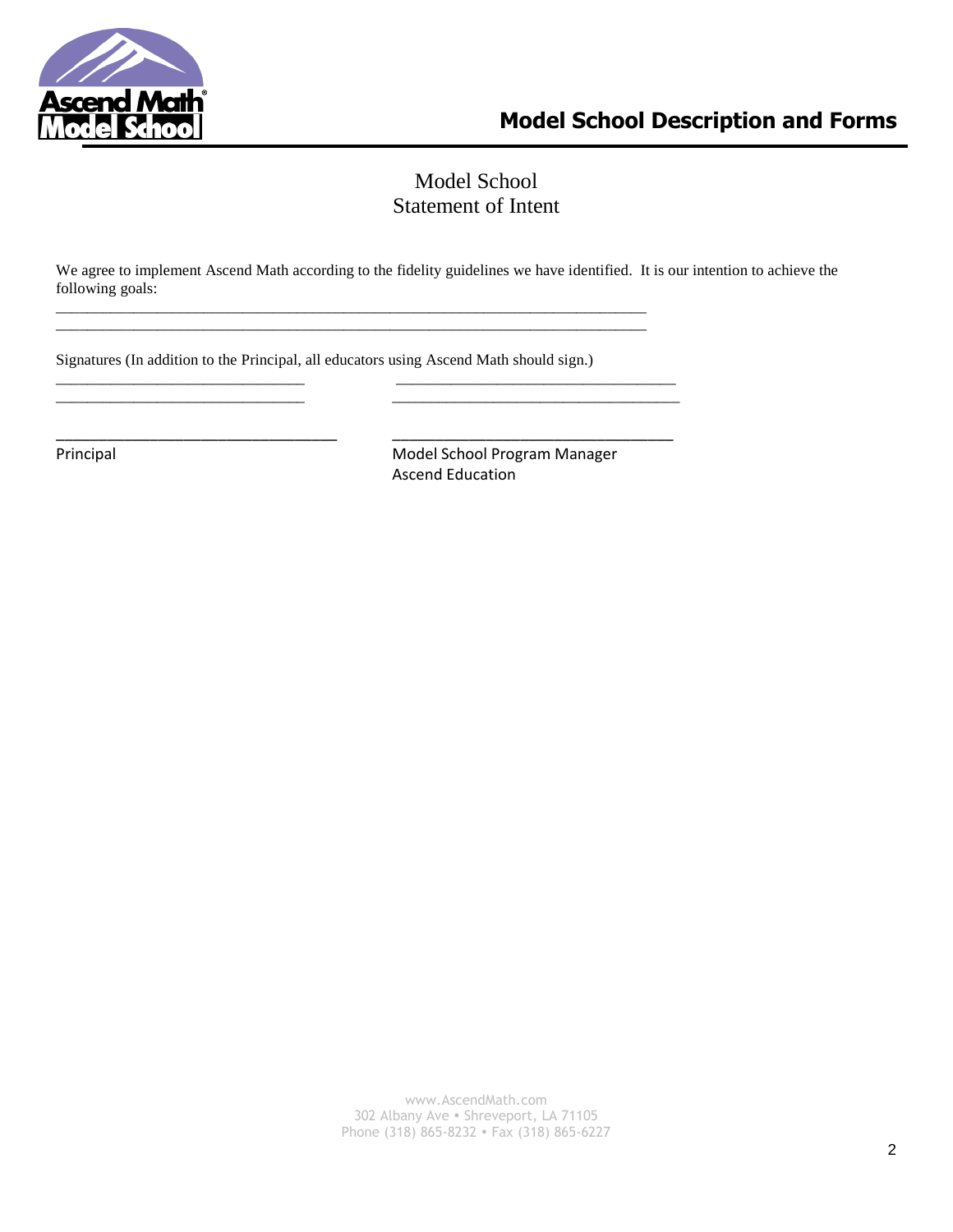# Model School
## Statement of Intent

We agree to implement Ascend Math according to the fidelity guidelines we have identified. It is our intention to achieve the following goals:

_______________________________________________________________________________

_______________________________________________________________________________

Signatures (In addition to the Principal, all educators using Ascend Math should sign.)

_________________________________   _____________________________________

_________________________________   _____________________________________

_________________________________   _____________________________________

Principal

Model School Program Manager
Ascend Education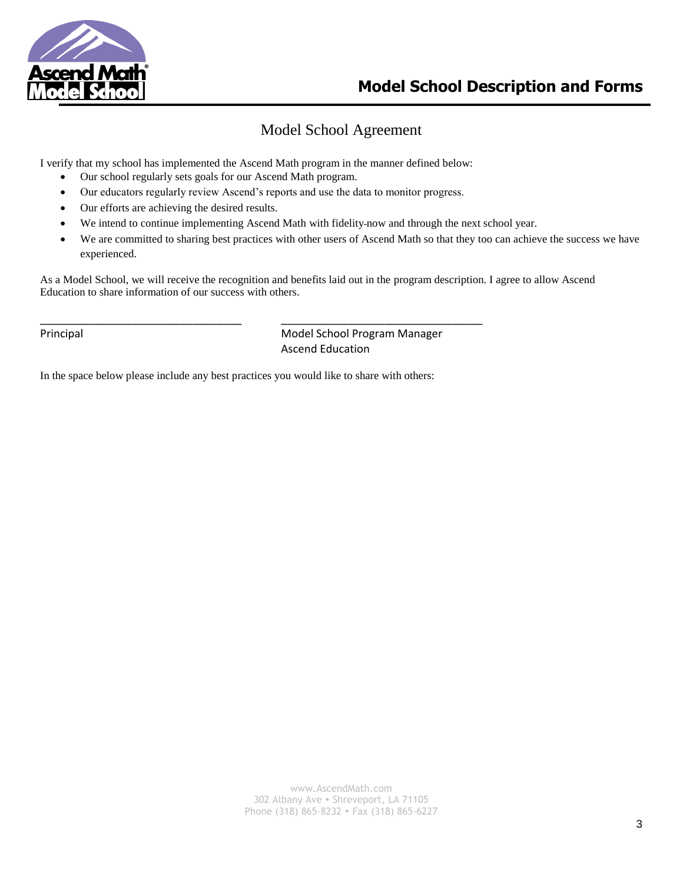# Model School Description and Forms

## Model School Agreement

I verify that my school has implemented the Ascend Math program in the manner defined below:

- Our school regularly sets goals for our Ascend Math program.
- Our educators regularly review Ascend's reports and use the data to monitor progress.
- Our efforts are achieving the desired results.
- We intend to continue implementing Ascend Math with fidelity now and through the next school year.
- We are committed to sharing best practices with other users of Ascend Math so that they too can achieve the success we have experienced.

As a Model School, we will receive the recognition and benefits laid out in the program description. I agree to allow Ascend Education to share information of our success with others.

| | |
|---|---|
| \_\_\_\_\_\_\_\_\_\_\_\_\_\_\_\_\_\_\_\_\_\_\_\_\_\_\_\_\_\_\_\_\_ | \_\_\_\_\_\_\_\_\_\_\_\_\_\_\_\_\_\_\_\_\_\_\_\_\_\_\_\_\_\_\_\_\_ |
| Principal | Model School Program Manager<br>Ascend Education |

In the space below please include any best practices you would like to share with others:

www.AscendMath.com
302 Albany Ave • Shreveport, LA 71105
Phone (318) 865-8232 • Fax (318) 865-6227